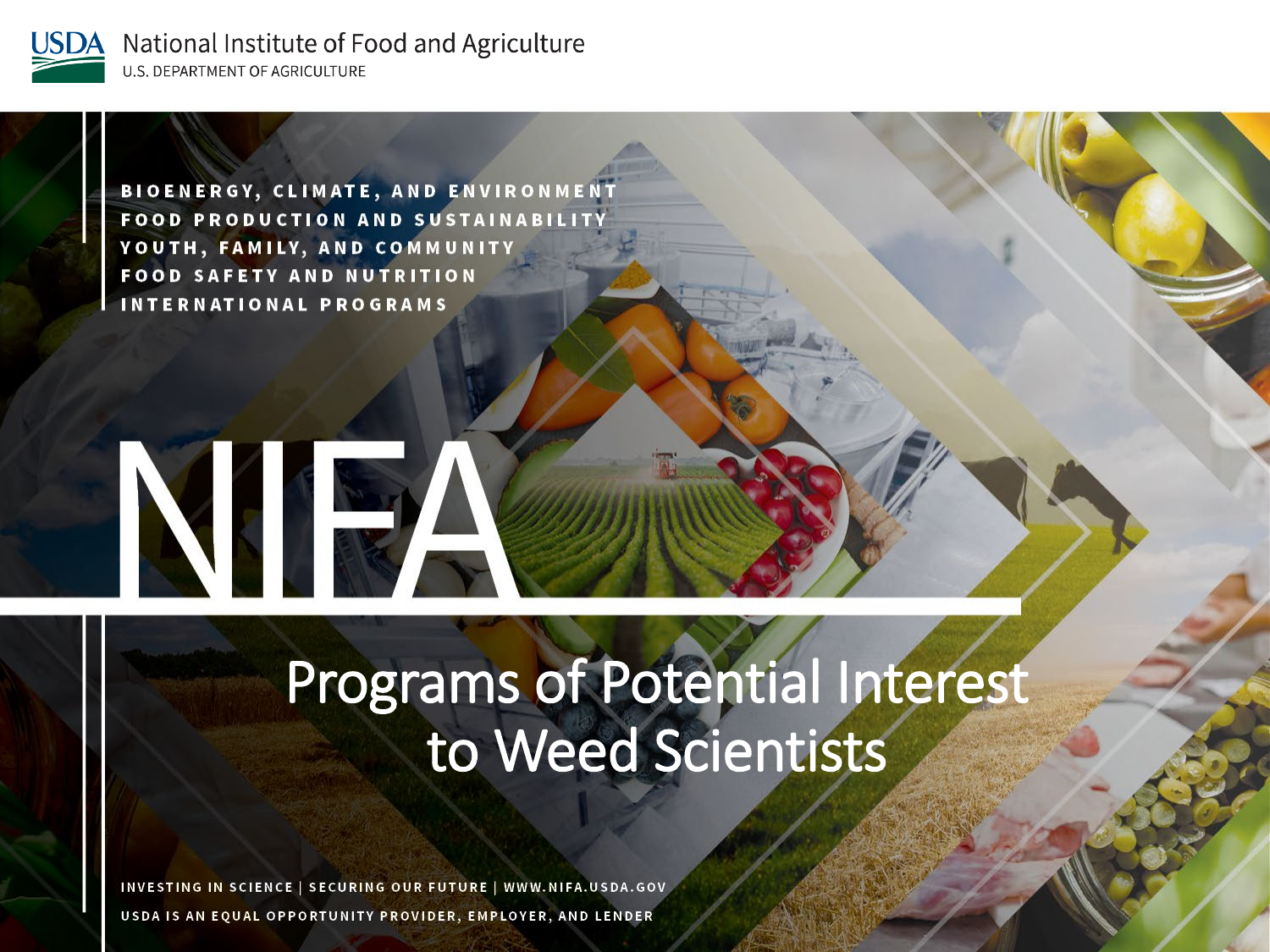USDA National Institute of Food and Agriculture
U.S. DEPARTMENT OF AGRICULTURE

BIOENERGY, CLIMATE, AND ENVIRONMENT
FOOD PRODUCTION AND SUSTAINABILITY
YOUTH, FAMILY, AND COMMUNITY
FOOD SAFETY AND NUTRITION
INTERNATIONAL PROGRAMS

# NIFA

## Programs of Potential Interest to Weed Scientists

INVESTING IN SCIENCE | SECURING OUR FUTURE | WWW.NIFA.USDA.GOV

USDA IS AN EQUAL OPPORTUNITY PROVIDER, EMPLOYER, AND LENDER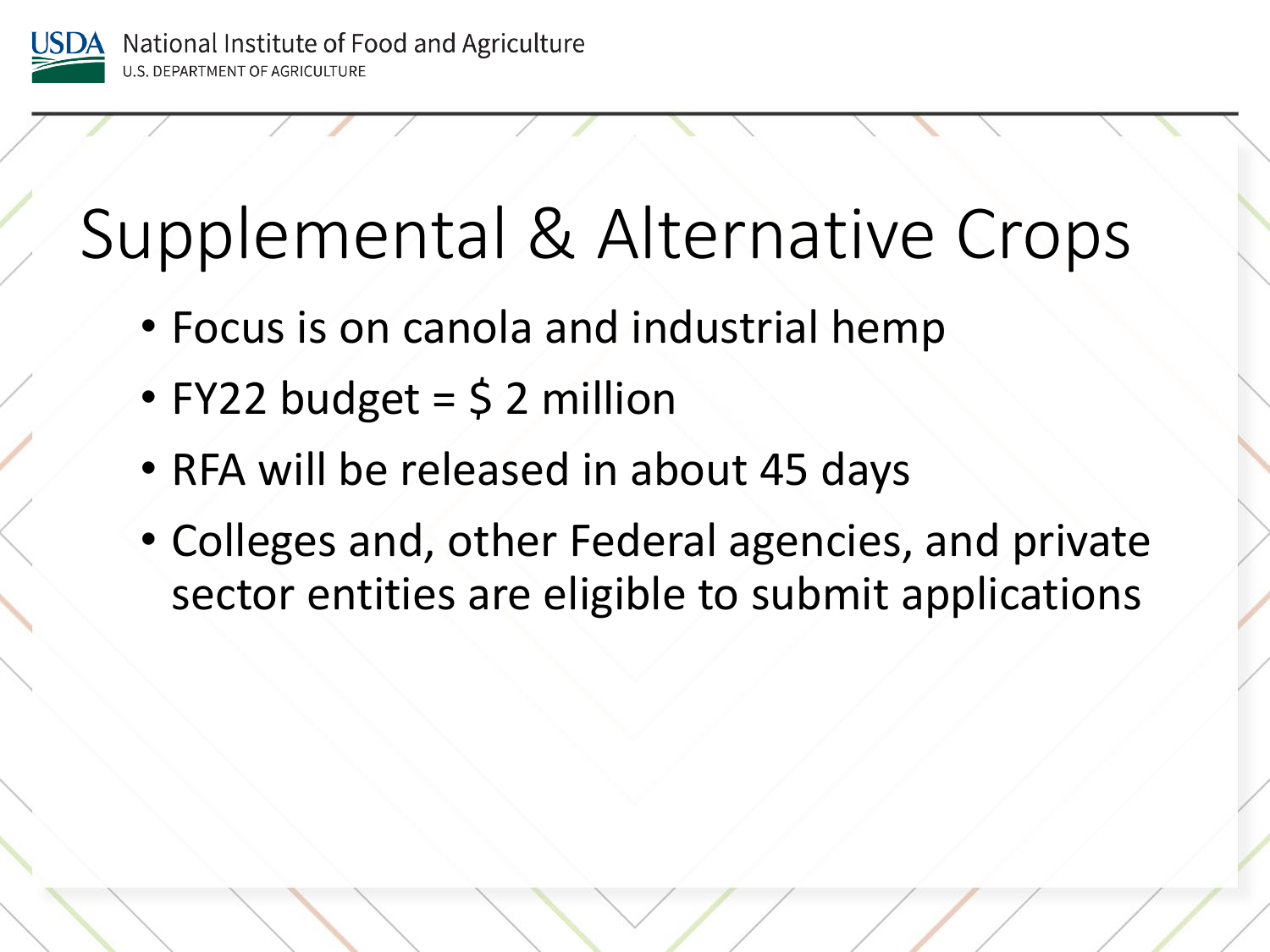# Supplemental & Alternative Crops

- Focus is on canola and industrial hemp
- FY22 budget = $ 2 million
- RFA will be released in about 45 days
- Colleges and, other Federal agencies, and private sector entities are eligible to submit applications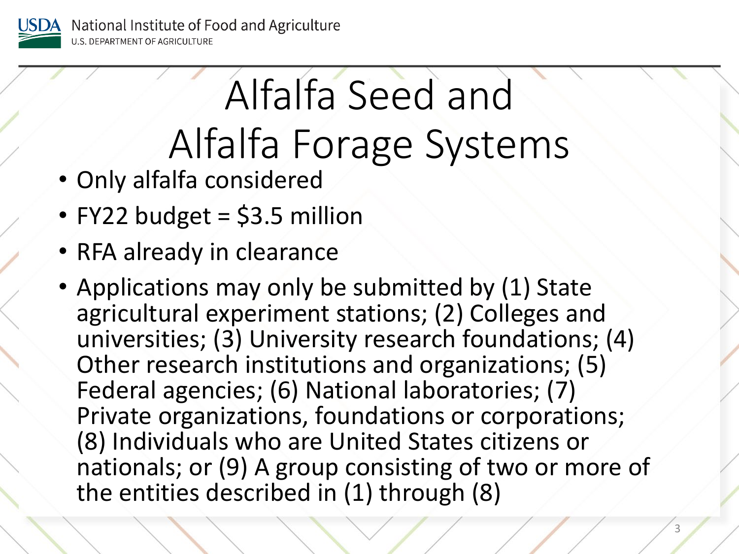# Alfalfa Seed and Alfalfa Forage Systems

- Only alfalfa considered
- FY22 budget = $3.5 million
- RFA already in clearance
- Applications may only be submitted by (1) State agricultural experiment stations; (2) Colleges and universities; (3) University research foundations; (4) Other research institutions and organizations; (5) Federal agencies; (6) National laboratories; (7) Private organizations, foundations or corporations; (8) Individuals who are United States citizens or nationals; or (9) A group consisting of two or more of the entities described in (1) through (8)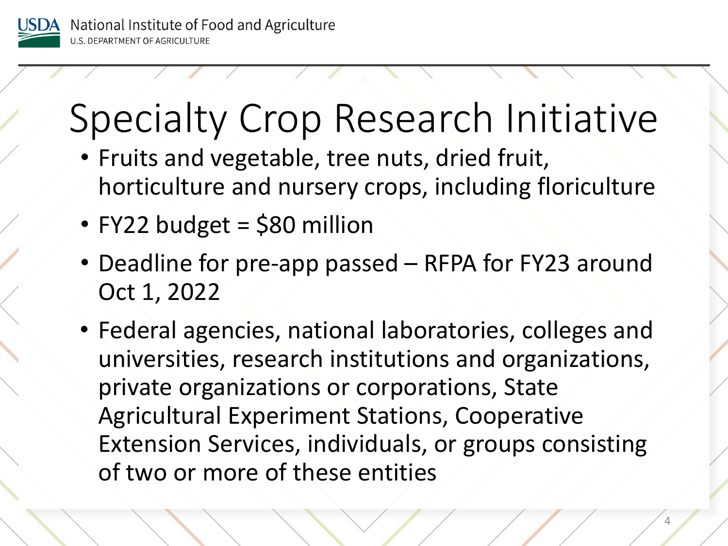# Specialty Crop Research Initiative

- Fruits and vegetable, tree nuts, dried fruit, horticulture and nursery crops, including floriculture
- FY22 budget = $80 million
- Deadline for pre-app passed – RFPA for FY23 around Oct 1, 2022
- Federal agencies, national laboratories, colleges and universities, research institutions and organizations, private organizations or corporations, State Agricultural Experiment Stations, Cooperative Extension Services, individuals, or groups consisting of two or more of these entities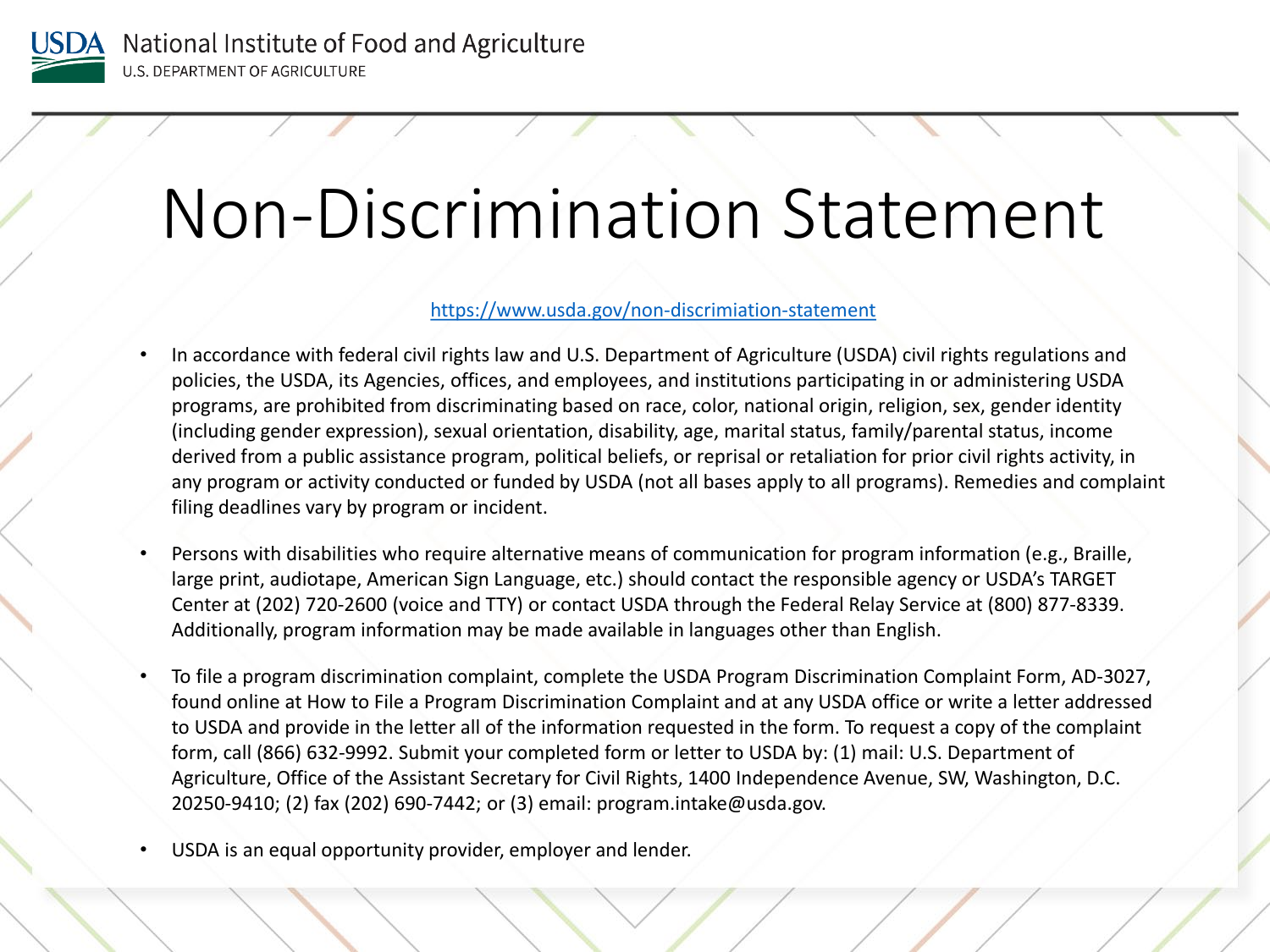# Non-Discrimination Statement

https://www.usda.gov/non-discrimiation-statement

- In accordance with federal civil rights law and U.S. Department of Agriculture (USDA) civil rights regulations and policies, the USDA, its Agencies, offices, and employees, and institutions participating in or administering USDA programs, are prohibited from discriminating based on race, color, national origin, religion, sex, gender identity (including gender expression), sexual orientation, disability, age, marital status, family/parental status, income derived from a public assistance program, political beliefs, or reprisal or retaliation for prior civil rights activity, in any program or activity conducted or funded by USDA (not all bases apply to all programs). Remedies and complaint filing deadlines vary by program or incident.
- Persons with disabilities who require alternative means of communication for program information (e.g., Braille, large print, audiotape, American Sign Language, etc.) should contact the responsible agency or USDA's TARGET Center at (202) 720-2600 (voice and TTY) or contact USDA through the Federal Relay Service at (800) 877-8339. Additionally, program information may be made available in languages other than English.
- To file a program discrimination complaint, complete the USDA Program Discrimination Complaint Form, AD-3027, found online at How to File a Program Discrimination Complaint and at any USDA office or write a letter addressed to USDA and provide in the letter all of the information requested in the form. To request a copy of the complaint form, call (866) 632-9992. Submit your completed form or letter to USDA by: (1) mail: U.S. Department of Agriculture, Office of the Assistant Secretary for Civil Rights, 1400 Independence Avenue, SW, Washington, D.C. 20250-9410; (2) fax (202) 690-7442; or (3) email: program.intake@usda.gov.
- USDA is an equal opportunity provider, employer and lender.